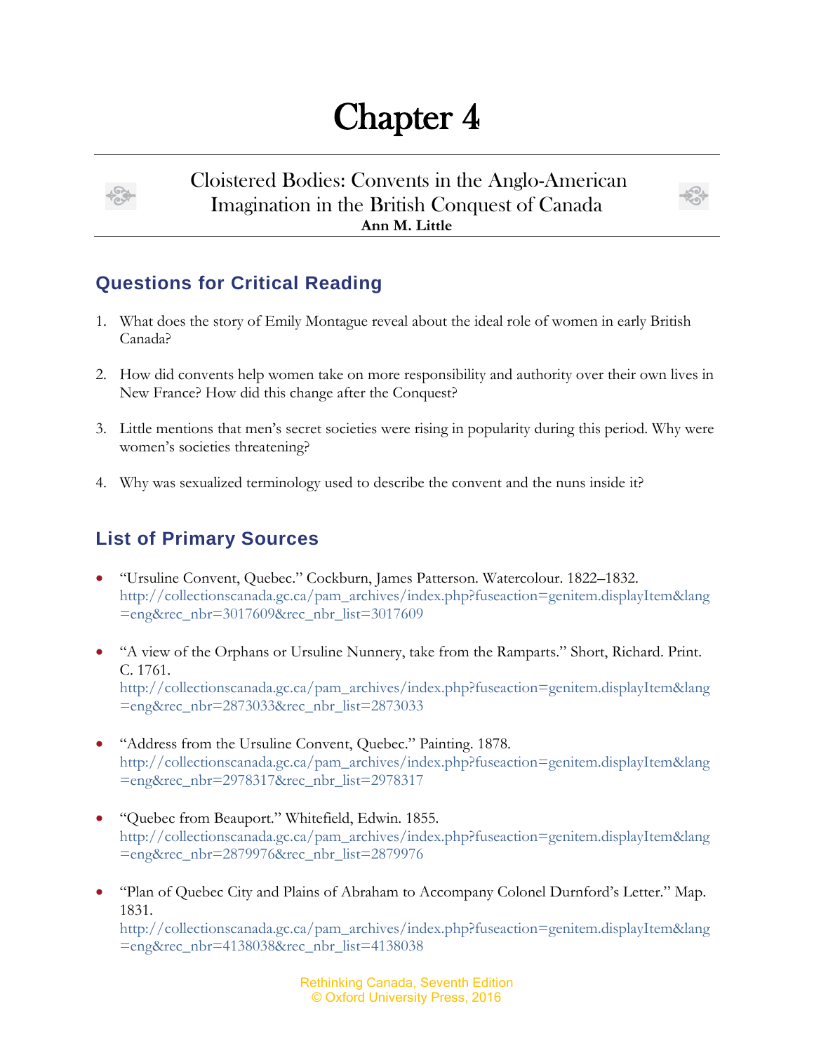# Chapter 4

## Cloistered Bodies: Convents in the Anglo-American Imagination in the British Conquest of Canada

**Ann M. Little**

## Questions for Critical Reading

1. What does the story of Emily Montague reveal about the ideal role of women in early British Canada?

2. How did convents help women take on more responsibility and authority over their own lives in New France? How did this change after the Conquest?

3. Little mentions that men's secret societies were rising in popularity during this period. Why were women's societies threatening?

4. Why was sexualized terminology used to describe the convent and the nuns inside it?

## List of Primary Sources

- "Ursuline Convent, Quebec." Cockburn, James Patterson. Watercolour. 1822–1832. http://collectionscanada.gc.ca/pam_archives/index.php?fuseaction=genitem.displayItem&lang=eng&rec_nbr=3017609&rec_nbr_list=3017609

- "A view of the Orphans or Ursuline Nunnery, take from the Ramparts." Short, Richard. Print. C. 1761. http://collectionscanada.gc.ca/pam_archives/index.php?fuseaction=genitem.displayItem&lang=eng&rec_nbr=2873033&rec_nbr_list=2873033

- "Address from the Ursuline Convent, Quebec." Painting. 1878. http://collectionscanada.gc.ca/pam_archives/index.php?fuseaction=genitem.displayItem&lang=eng&rec_nbr=2978317&rec_nbr_list=2978317

- "Quebec from Beauport." Whitefield, Edwin. 1855. http://collectionscanada.gc.ca/pam_archives/index.php?fuseaction=genitem.displayItem&lang=eng&rec_nbr=2879976&rec_nbr_list=2879976

- "Plan of Quebec City and Plains of Abraham to Accompany Colonel Durnford's Letter." Map. 1831. http://collectionscanada.gc.ca/pam_archives/index.php?fuseaction=genitem.displayItem&lang=eng&rec_nbr=4138038&rec_nbr_list=4138038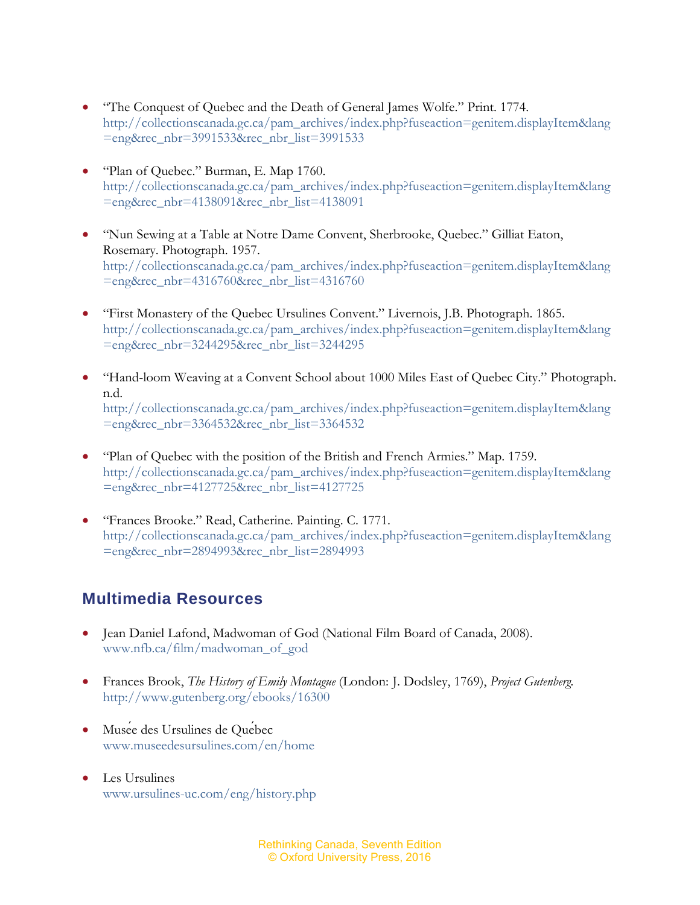- "The Conquest of Quebec and the Death of General James Wolfe." Print. 1774. http://collectionscanada.gc.ca/pam_archives/index.php?fuseaction=genitem.displayItem&lang=eng&rec_nbr=3991533&rec_nbr_list=3991533

- "Plan of Quebec." Burman, E. Map 1760. http://collectionscanada.gc.ca/pam_archives/index.php?fuseaction=genitem.displayItem&lang=eng&rec_nbr=4138091&rec_nbr_list=4138091

- "Nun Sewing at a Table at Notre Dame Convent, Sherbrooke, Quebec." Gilliat Eaton, Rosemary. Photograph. 1957. http://collectionscanada.gc.ca/pam_archives/index.php?fuseaction=genitem.displayItem&lang=eng&rec_nbr=4316760&rec_nbr_list=4316760

- "First Monastery of the Quebec Ursulines Convent." Livernois, J.B. Photograph. 1865. http://collectionscanada.gc.ca/pam_archives/index.php?fuseaction=genitem.displayItem&lang=eng&rec_nbr=3244295&rec_nbr_list=3244295

- "Hand-loom Weaving at a Convent School about 1000 Miles East of Quebec City." Photograph. n.d. http://collectionscanada.gc.ca/pam_archives/index.php?fuseaction=genitem.displayItem&lang=eng&rec_nbr=3364532&rec_nbr_list=3364532

- "Plan of Quebec with the position of the British and French Armies." Map. 1759. http://collectionscanada.gc.ca/pam_archives/index.php?fuseaction=genitem.displayItem&lang=eng&rec_nbr=4127725&rec_nbr_list=4127725

- "Frances Brooke." Read, Catherine. Painting. C. 1771. http://collectionscanada.gc.ca/pam_archives/index.php?fuseaction=genitem.displayItem&lang=eng&rec_nbr=2894993&rec_nbr_list=2894993

## Multimedia Resources

- Jean Daniel Lafond, Madwoman of God (National Film Board of Canada, 2008). www.nfb.ca/film/madwoman_of_god

- Frances Brook, *The History of Emily Montague* (London: J. Dodsley, 1769), *Project Gutenberg.* http://www.gutenberg.org/ebooks/16300

- Musée des Ursulines de Québec www.museedesursulines.com/en/home

- Les Ursulines www.ursulines-uc.com/eng/history.php